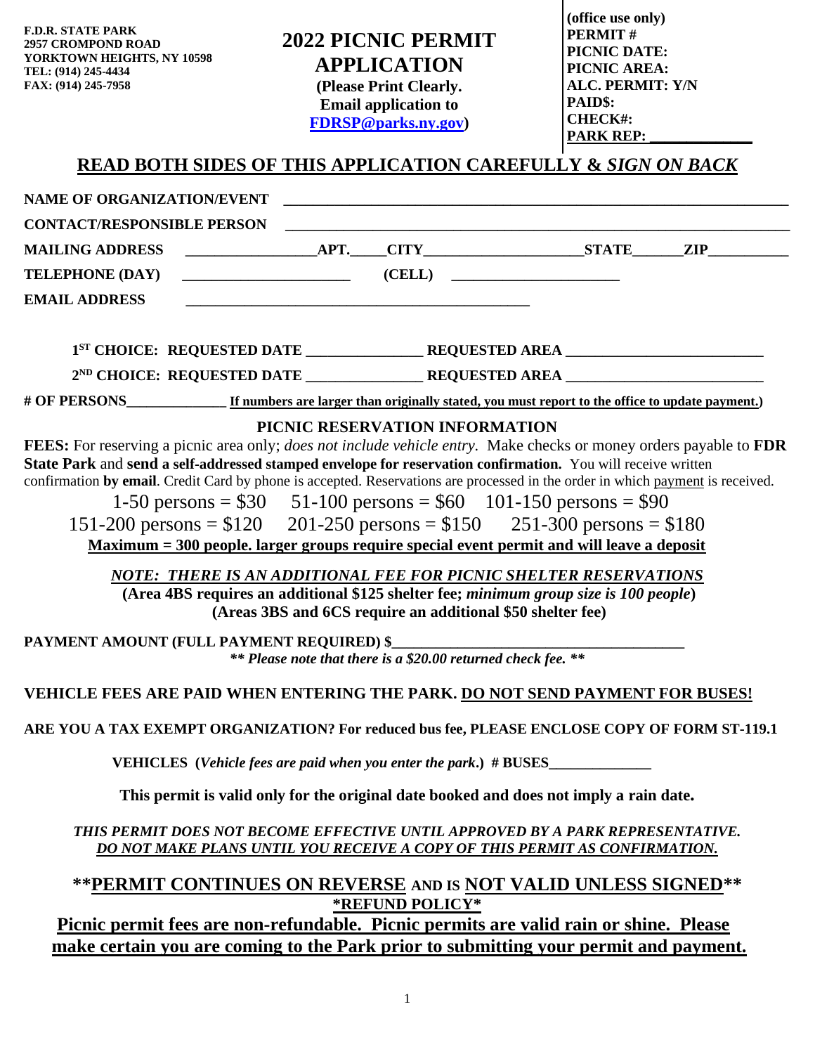**F.D.R. STATE PARK**
**2957 CROMPOND ROAD**
**YORKTOWN HEIGHTS, NY 10598**
**TEL: (914) 245-4434**
**FAX: (914) 245-7958**

# 2022 PICNIC PERMIT APPLICATION

**(Please Print Clearly. Email application to FDRSP@parks.ny.gov)**

**(office use only)**
**PERMIT #**
**PICNIC DATE:**
**PICNIC AREA:**
**ALC. PERMIT: Y/N**
**PAID$:**
**CHECK#:**
**PARK REP: ____________**

## READ BOTH SIDES OF THIS APPLICATION CAREFULLY & *SIGN ON BACK*

**NAME OF ORGANIZATION/EVENT** ______________________________________________

**CONTACT/RESPONSIBLE PERSON** ______________________________________________

**MAILING ADDRESS** ________________ **APT.**_____ **CITY**____________________ **STATE**_______ **ZIP**__________

**TELEPHONE (DAY)** ____________________ **(CELL)** ____________________

**EMAIL ADDRESS** ________________________________________

**1ST CHOICE: REQUESTED DATE** _______________ **REQUESTED AREA** ________________________

**2ND CHOICE: REQUESTED DATE** _______________ **REQUESTED AREA** ________________________

**# OF PERSONS**_____________ **If numbers are larger than originally stated, you must report to the office to update payment.)**

### PICNIC RESERVATION INFORMATION

**FEES:** For reserving a picnic area only; *does not include vehicle entry.* Make checks or money orders payable to **FDR State Park** and **send a self-addressed stamped envelope for reservation confirmation.** You will receive written confirmation **by email**. Credit Card by phone is accepted. Reservations are processed in the order in which payment is received.

1-50 persons = $30    51-100 persons = $60    101-150 persons = $90

151-200 persons = $120    201-250 persons = $150    251-300 persons = $180

**Maximum = 300 people. larger groups require special event permit and will leave a deposit**

***NOTE: THERE IS AN ADDITIONAL FEE FOR PICNIC SHELTER RESERVATIONS***

**(Area 4BS requires an additional $125 shelter fee; *minimum group size is 100 people*)**

**(Areas 3BS and 6CS require an additional $50 shelter fee)**

**PAYMENT AMOUNT (FULL PAYMENT REQUIRED) $**__________________________________

***\*\* Please note that there is a $20.00 returned check fee. \*\****

**VEHICLE FEES ARE PAID WHEN ENTERING THE PARK. DO NOT SEND PAYMENT FOR BUSES!**

**ARE YOU A TAX EXEMPT ORGANIZATION? For reduced bus fee, PLEASE ENCLOSE COPY OF FORM ST-119.1**

**VEHICLES (*Vehicle fees are paid when you enter the park*.) # BUSES**_____________

**This permit is valid only for the original date booked and does not imply a rain date.**

***THIS PERMIT DOES NOT BECOME EFFECTIVE UNTIL APPROVED BY A PARK REPRESENTATIVE.***
***DO NOT MAKE PLANS UNTIL YOU RECEIVE A COPY OF THIS PERMIT AS CONFIRMATION.***

**\*\*PERMIT CONTINUES ON REVERSE AND IS NOT VALID UNLESS SIGNED\*\***

**\*REFUND POLICY\***

**Picnic permit fees are non-refundable. Picnic permits are valid rain or shine. Please make certain you are coming to the Park prior to submitting your permit and payment.**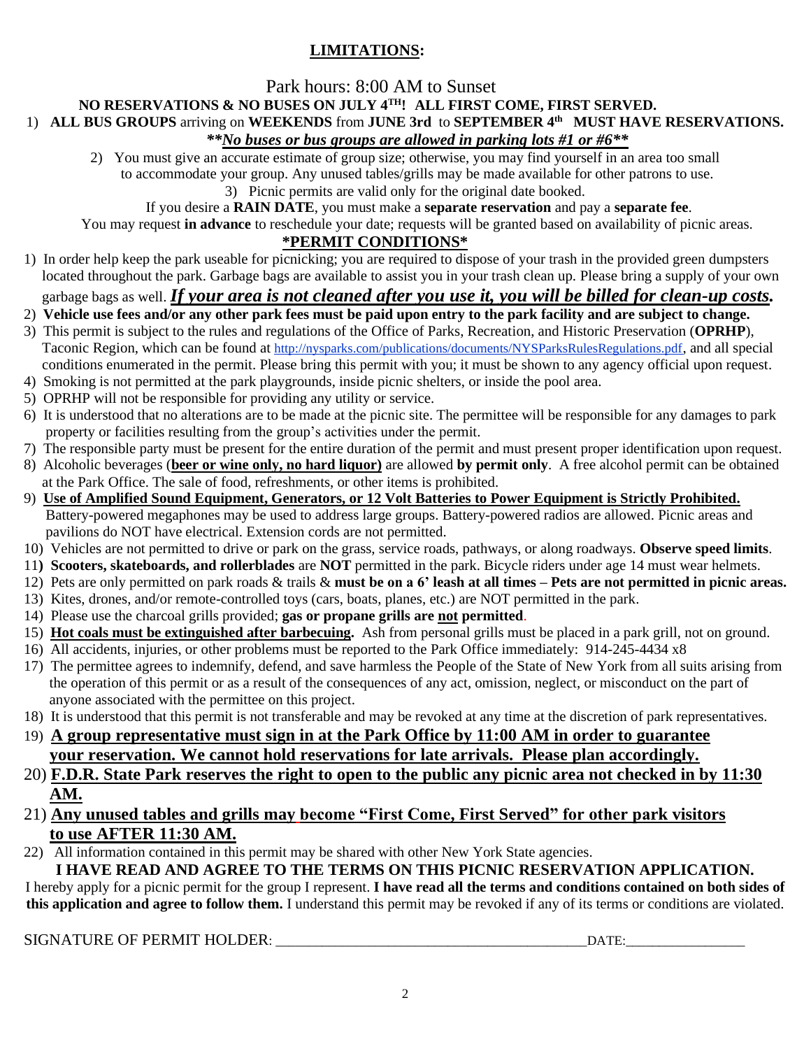## LIMITATIONS:

Park hours: 8:00 AM to Sunset

**NO RESERVATIONS & NO BUSES ON JULY 4TH! ALL FIRST COME, FIRST SERVED.**

1) **ALL BUS GROUPS** arriving on **WEEKENDS** from **JUNE 3rd** to **SEPTEMBER 4th MUST HAVE RESERVATIONS.**

***\*\*No buses or bus groups are allowed in parking lots #1 or #6\*\****

2) You must give an accurate estimate of group size; otherwise, you may find yourself in an area too small to accommodate your group. Any unused tables/grills may be made available for other patrons to use.

3) Picnic permits are valid only for the original date booked.

If you desire a **RAIN DATE**, you must make a **separate reservation** and pay a **separate fee**.

You may request **in advance** to reschedule your date; requests will be granted based on availability of picnic areas.

## \*PERMIT CONDITIONS\*

1) In order help keep the park useable for picnicking; you are required to dispose of your trash in the provided green dumpsters located throughout the park. Garbage bags are available to assist you in your trash clean up. Please bring a supply of your own garbage bags as well. ***If your area is not cleaned after you use it, you will be billed for clean-up costs.***
2) **Vehicle use fees and/or any other park fees must be paid upon entry to the park facility and are subject to change.**
3) This permit is subject to the rules and regulations of the Office of Parks, Recreation, and Historic Preservation (**OPRHP**), Taconic Region, which can be found at http://nysparks.com/publications/documents/NYSParksRulesRegulations.pdf, and all special conditions enumerated in the permit. Please bring this permit with you; it must be shown to any agency official upon request.
4) Smoking is not permitted at the park playgrounds, inside picnic shelters, or inside the pool area.
5) OPRHP will not be responsible for providing any utility or service.
6) It is understood that no alterations are to be made at the picnic site. The permittee will be responsible for any damages to park property or facilities resulting from the group's activities under the permit.
7) The responsible party must be present for the entire duration of the permit and must present proper identification upon request.
8) Alcoholic beverages (**beer or wine only, no hard liquor)** are allowed **by permit only**. A free alcohol permit can be obtained at the Park Office. The sale of food, refreshments, or other items is prohibited.
9) **Use of Amplified Sound Equipment, Generators, or 12 Volt Batteries to Power Equipment is Strictly Prohibited.** Battery-powered megaphones may be used to address large groups. Battery-powered radios are allowed. Picnic areas and pavilions do NOT have electrical. Extension cords are not permitted.
10) Vehicles are not permitted to drive or park on the grass, service roads, pathways, or along roadways. **Observe speed limits**.
11) **Scooters, skateboards, and rollerblades** are **NOT** permitted in the park. Bicycle riders under age 14 must wear helmets.
12) Pets are only permitted on park roads & trails & **must be on a 6' leash at all times – Pets are not permitted in picnic areas.**
13) Kites, drones, and/or remote-controlled toys (cars, boats, planes, etc.) are NOT permitted in the park.
14) Please use the charcoal grills provided; **gas or propane grills are not permitted**.
15) **Hot coals must be extinguished after barbecuing.** Ash from personal grills must be placed in a park grill, not on ground.
16) All accidents, injuries, or other problems must be reported to the Park Office immediately: 914-245-4434 x8
17) The permittee agrees to indemnify, defend, and save harmless the People of the State of New York from all suits arising from the operation of this permit or as a result of the consequences of any act, omission, neglect, or misconduct on the part of anyone associated with the permittee on this project.
18) It is understood that this permit is not transferable and may be revoked at any time at the discretion of park representatives.
19) **A group representative must sign in at the Park Office by 11:00 AM in order to guarantee your reservation. We cannot hold reservations for late arrivals. Please plan accordingly.**
20) **F.D.R. State Park reserves the right to open to the public any picnic area not checked in by 11:30 AM.**
21) **Any unused tables and grills may become "First Come, First Served" for other park visitors to use AFTER 11:30 AM.**
22) All information contained in this permit may be shared with other New York State agencies.

**I HAVE READ AND AGREE TO THE TERMS ON THIS PICNIC RESERVATION APPLICATION.**

I hereby apply for a picnic permit for the group I represent. **I have read all the terms and conditions contained on both sides of this application and agree to follow them.** I understand this permit may be revoked if any of its terms or conditions are violated.

SIGNATURE OF PERMIT HOLDER: ___________________________________________ DATE:________________